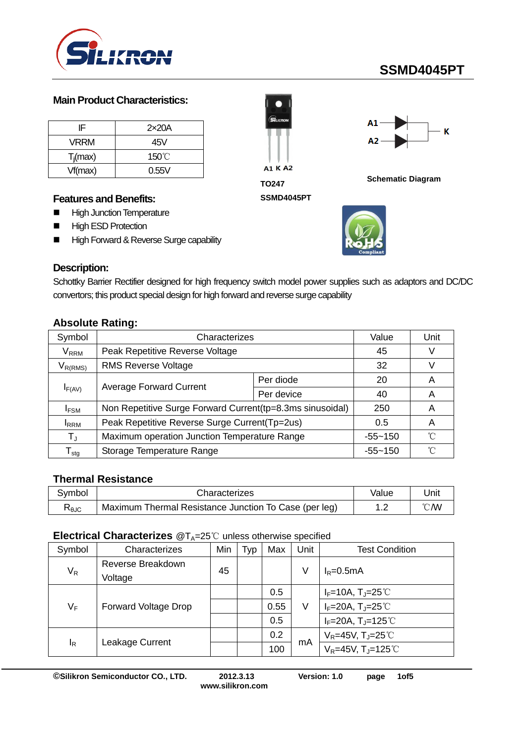# SSMD4045PT

## Main Product Characteristics:

| IF | 2×20A |
|---|---|
| VRRM | 45V |
| $T_j$(max) | 150℃ |
| Vf(max) | 0.55V |

A1 K A2

TO247

SSMD4045PT

A1, A2, K

Schematic Diagram

## Features and Benefits:

- High Junction Temperature
- High ESD Protection
- High Forward & Reverse Surge capability

## Description:

Schottky Barrier Rectifier designed for high frequency switch model power supplies such as adaptors and DC/DC convertors; this product special design for high forward and reverse surge capability

## Absolute Rating:

| Symbol | Characterizes | | Value | Unit |
|---|---|---|---|---|
| $V_{RRM}$ | Peak Repetitive Reverse Voltage | | 45 | V |
| $V_{R(RMS)}$ | RMS Reverse Voltage | | 32 | V |
| $I_{F(AV)}$ | Average Forward Current | Per diode | 20 | A |
| | | Per device | 40 | A |
| $I_{FSM}$ | Non Repetitive Surge Forward Current(tp=8.3ms sinusoidal) | | 250 | A |
| $I_{RRM}$ | Peak Repetitive Reverse Surge Current(Tp=2us) | | 0.5 | A |
| $T_J$ | Maximum operation Junction Temperature Range | | -55~150 | ℃ |
| $T_{stg}$ | Storage Temperature Range | | -55~150 | ℃ |

## Thermal Resistance

| Symbol | Characterizes | Value | Unit |
|---|---|---|---|
| $R_{\theta JC}$ | Maximum Thermal Resistance Junction To Case (per leg) | 1.2 | ℃/W |

## Electrical Characterizes @$T_A$=25℃ unless otherwise specified

| Symbol | Characterizes | Min | Typ | Max | Unit | Test Condition |
|---|---|---|---|---|---|---|
| $V_R$ | Reverse Breakdown Voltage | 45 | | | V | $I_R$=0.5mA |
| $V_F$ | Forward Voltage Drop | | | 0.5 | V | $I_F$=10A, $T_J$=25℃ |
| | | | | 0.55 | | $I_F$=20A, $T_J$=25℃ |
| | | | | 0.5 | | $I_F$=20A, $T_J$=125℃ |
| $I_R$ | Leakage Current | | | 0.2 | mA | $V_R$=45V, $T_J$=25℃ |
| | | | | 100 | | $V_R$=45V, $T_J$=125℃ |

©Silikron Semiconductor CO., LTD. 2012.3.13 Version: 1.0
www.silikron.com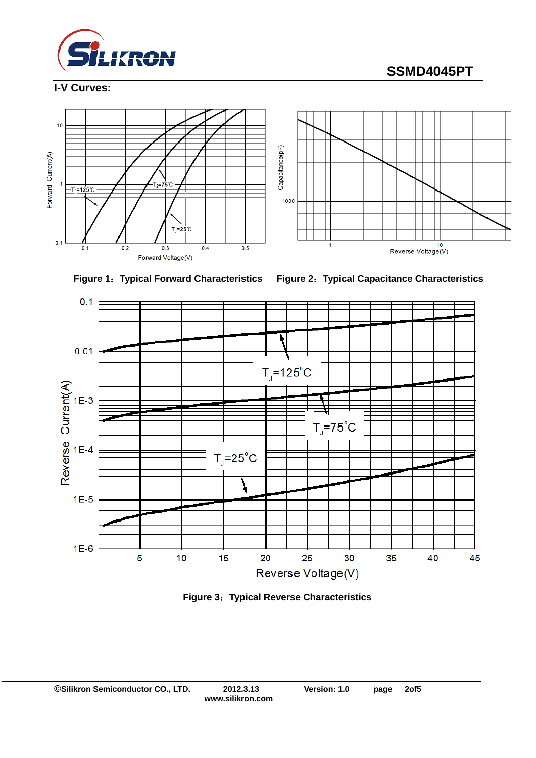## I-V Curves:

Figure 1：Typical Forward Characteristics

Figure 2：Typical Capacitance Characteristics

Figure 3：Typical Reverse Characteristics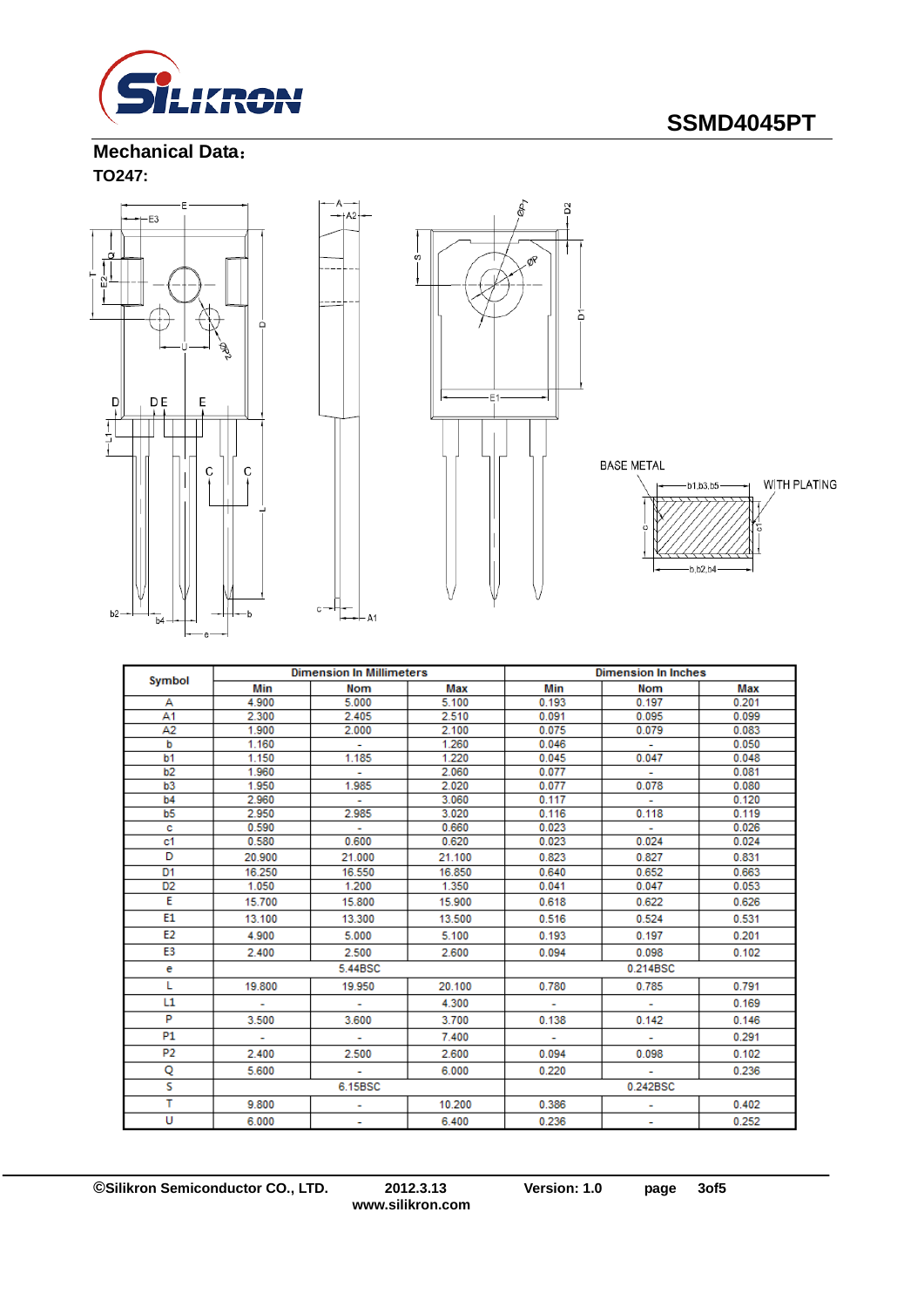# SSMD4045PT

## Mechanical Data：

**TO247:**

| Symbol | Dimension In Millimeters | | | Dimension In Inches | | |
|---|---|---|---|---|---|---|
| | Min | Nom | Max | Min | Nom | Max |
| A | 4.900 | 5.000 | 5.100 | 0.193 | 0.197 | 0.201 |
| A1 | 2.300 | 2.405 | 2.510 | 0.091 | 0.095 | 0.099 |
| A2 | 1.900 | 2.000 | 2.100 | 0.075 | 0.079 | 0.083 |
| b | 1.160 | - | 1.260 | 0.046 | - | 0.050 |
| b1 | 1.150 | 1.185 | 1.220 | 0.045 | 0.047 | 0.048 |
| b2 | 1.960 | - | 2.060 | 0.077 | - | 0.081 |
| b3 | 1.950 | 1.985 | 2.020 | 0.077 | 0.078 | 0.080 |
| b4 | 2.960 | - | 3.060 | 0.117 | - | 0.120 |
| b5 | 2.950 | 2.985 | 3.020 | 0.116 | 0.118 | 0.119 |
| c | 0.590 | - | 0.660 | 0.023 | - | 0.026 |
| c1 | 0.580 | 0.600 | 0.620 | 0.023 | 0.024 | 0.024 |
| D | 20.900 | 21.000 | 21.100 | 0.823 | 0.827 | 0.831 |
| D1 | 16.250 | 16.550 | 16.850 | 0.640 | 0.652 | 0.663 |
| D2 | 1.050 | 1.200 | 1.350 | 0.041 | 0.047 | 0.053 |
| E | 15.700 | 15.800 | 15.900 | 0.618 | 0.622 | 0.626 |
| E1 | 13.100 | 13.300 | 13.500 | 0.516 | 0.524 | 0.531 |
| E2 | 4.900 | 5.000 | 5.100 | 0.193 | 0.197 | 0.201 |
| E3 | 2.400 | 2.500 | 2.600 | 0.094 | 0.098 | 0.102 |
| e | | 5.44BSC | | | 0.214BSC | |
| L | 19.800 | 19.950 | 20.100 | 0.780 | 0.785 | 0.791 |
| L1 | - | - | 4.300 | - | - | 0.169 |
| P | 3.500 | 3.600 | 3.700 | 0.138 | 0.142 | 0.146 |
| P1 | - | - | 7.400 | - | - | 0.291 |
| P2 | 2.400 | 2.500 | 2.600 | 0.094 | 0.098 | 0.102 |
| Q | 5.600 | - | 6.000 | 0.220 | - | 0.236 |
| S | | 6.15BSC | | | 0.242BSC | |
| T | 9.800 | - | 10.200 | 0.386 | - | 0.402 |
| U | 6.000 | - | 6.400 | 0.236 | - | 0.252 |

©Silikron Semiconductor CO., LTD. 2012.3.13 Version: 1.0
www.silikron.com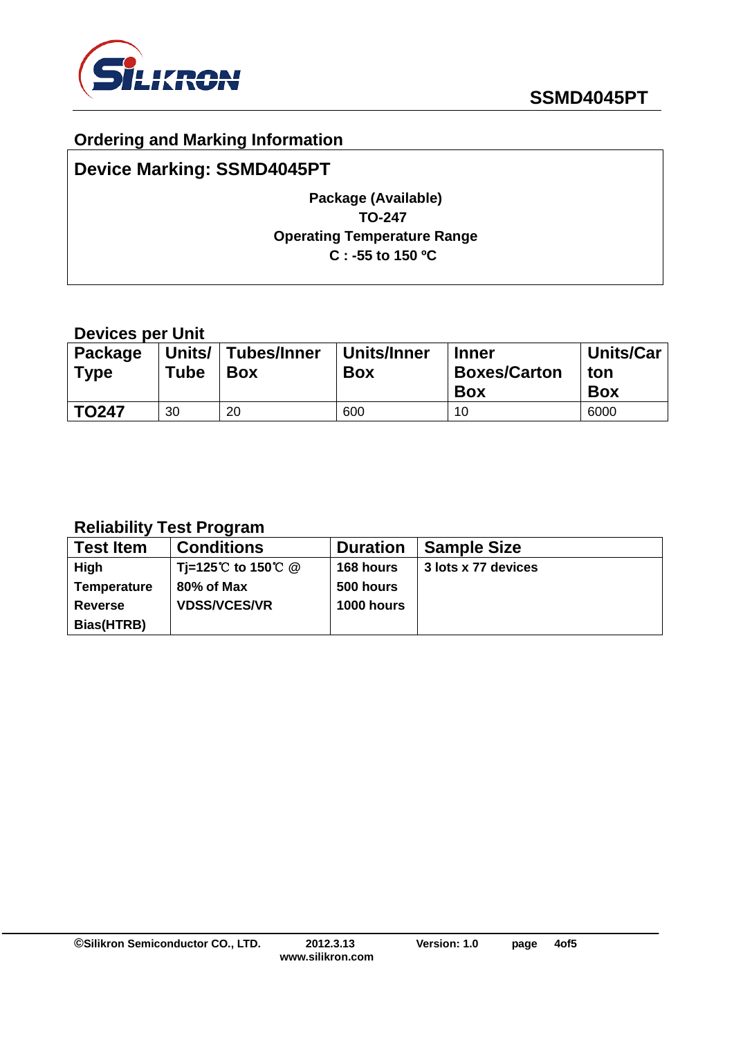## Ordering and Marking Information

**Device Marking: SSMD4045PT**

**Package (Available)**
**TO-247**
**Operating Temperature Range**
**C : -55 to 150 ºC**

### Devices per Unit

| Package Type | Units/ Tube | Tubes/Inner Box | Units/Inner Box | Inner Boxes/Carton Box | Units/Carton Box |
|---|---|---|---|---|---|
| **TO247** | 30 | 20 | 600 | 10 | 6000 |

### Reliability Test Program

| Test Item | Conditions | Duration | Sample Size |
|---|---|---|---|
| **High Temperature Reverse Bias(HTRB)** | **Tj=125℃ to 150℃ @ 80% of Max VDSS/VCES/VR** | **168 hours 500 hours 1000 hours** | **3 lots x 77 devices** |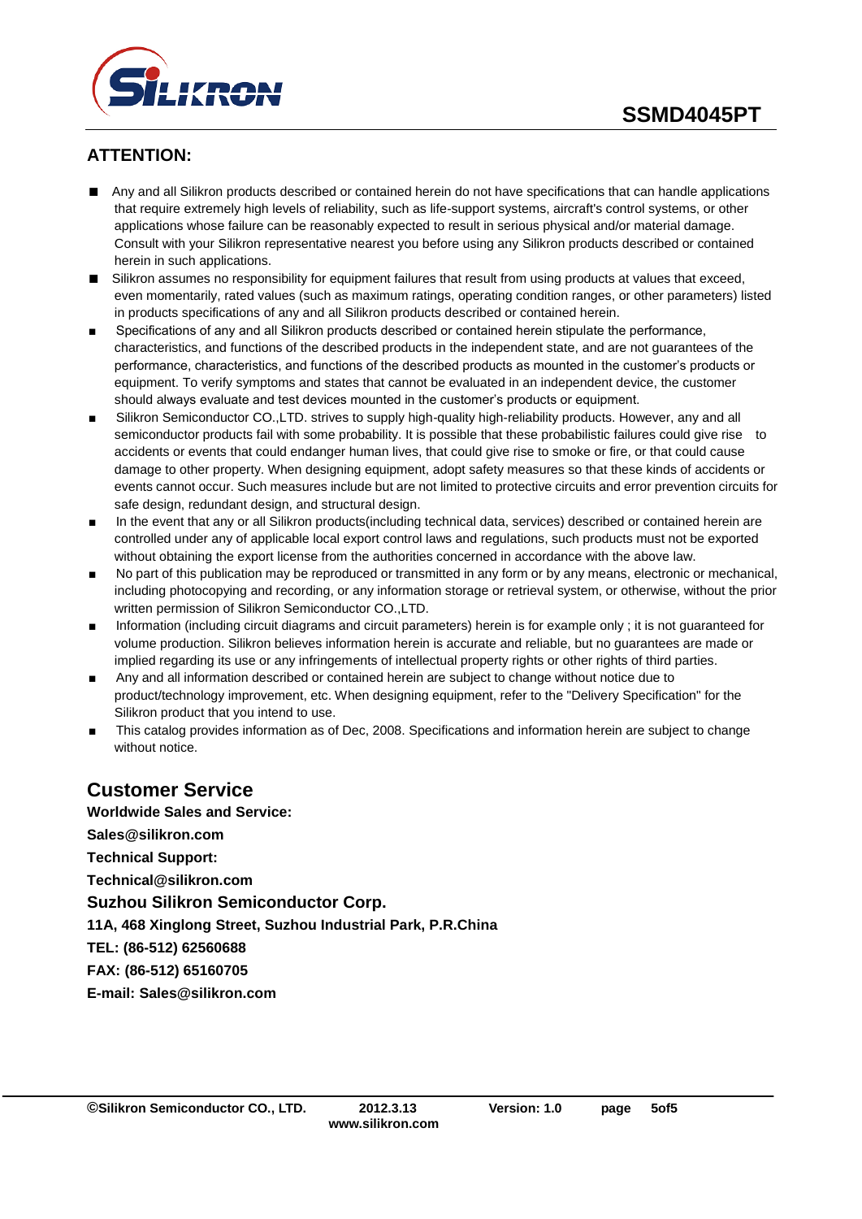## ATTENTION:

- Any and all Silikron products described or contained herein do not have specifications that can handle applications that require extremely high levels of reliability, such as life-support systems, aircraft's control systems, or other applications whose failure can be reasonably expected to result in serious physical and/or material damage. Consult with your Silikron representative nearest you before using any Silikron products described or contained herein in such applications.
- Silikron assumes no responsibility for equipment failures that result from using products at values that exceed, even momentarily, rated values (such as maximum ratings, operating condition ranges, or other parameters) listed in products specifications of any and all Silikron products described or contained herein.
- Specifications of any and all Silikron products described or contained herein stipulate the performance, characteristics, and functions of the described products in the independent state, and are not guarantees of the performance, characteristics, and functions of the described products as mounted in the customer's products or equipment. To verify symptoms and states that cannot be evaluated in an independent device, the customer should always evaluate and test devices mounted in the customer's products or equipment.
- Silikron Semiconductor CO.,LTD. strives to supply high-quality high-reliability products. However, any and all semiconductor products fail with some probability. It is possible that these probabilistic failures could give rise to accidents or events that could endanger human lives, that could give rise to smoke or fire, or that could cause damage to other property. When designing equipment, adopt safety measures so that these kinds of accidents or events cannot occur. Such measures include but are not limited to protective circuits and error prevention circuits for safe design, redundant design, and structural design.
- In the event that any or all Silikron products(including technical data, services) described or contained herein are controlled under any of applicable local export control laws and regulations, such products must not be exported without obtaining the export license from the authorities concerned in accordance with the above law.
- No part of this publication may be reproduced or transmitted in any form or by any means, electronic or mechanical, including photocopying and recording, or any information storage or retrieval system, or otherwise, without the prior written permission of Silikron Semiconductor CO.,LTD.
- Information (including circuit diagrams and circuit parameters) herein is for example only ; it is not guaranteed for volume production. Silikron believes information herein is accurate and reliable, but no guarantees are made or implied regarding its use or any infringements of intellectual property rights or other rights of third parties.
- Any and all information described or contained herein are subject to change without notice due to product/technology improvement, etc. When designing equipment, refer to the "Delivery Specification" for the Silikron product that you intend to use.
- This catalog provides information as of Dec, 2008. Specifications and information herein are subject to change without notice.

## Customer Service

**Worldwide Sales and Service:**

**Sales@silikron.com**

**Technical Support:**

**Technical@silikron.com**

### Suzhou Silikron Semiconductor Corp.

**11A, 468 Xinglong Street, Suzhou Industrial Park, P.R.China**

**TEL: (86-512) 62560688**

**FAX: (86-512) 65160705**

**E-mail: Sales@silikron.com**